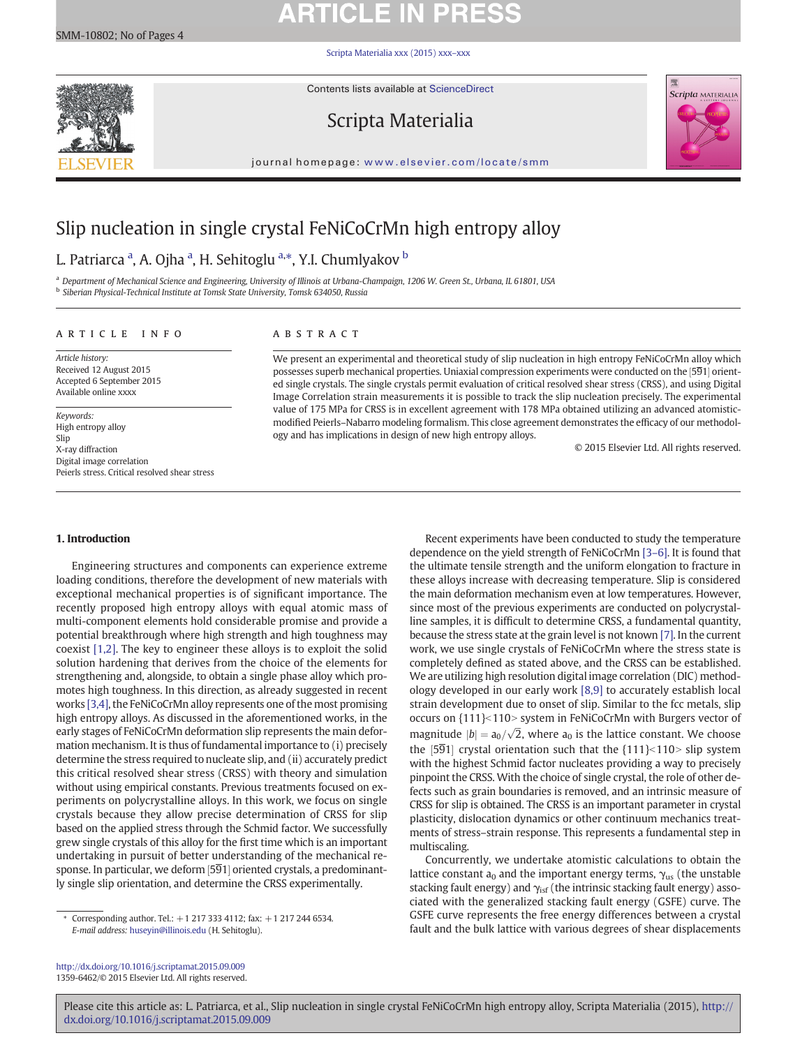# Slip nucleation in single crystal FeNiCoCrMn high entropy alloy

L. Patriarca [a], A. Ojha [a], H. Sehitoglu [a,*], Y.I. Chumlyakov [b]

[a] Department of Mechanical Science and Engineering, University of Illinois at Urbana-Champaign, 1206 W. Green St., Urbana, IL 61801, USA
[b] Siberian Physical-Technical Institute at Tomsk State University, Tomsk 634050, Russia

## ARTICLE INFO

*Article history:*
Received 12 August 2015
Accepted 6 September 2015
Available online xxxx

*Keywords:*
High entropy alloy
Slip
X-ray diffraction
Digital image correlation
Peierls stress. Critical resolved shear stress

## ABSTRACT

We present an experimental and theoretical study of slip nucleation in high entropy FeNiCoCrMn alloy which possesses superb mechanical properties. Uniaxial compression experiments were conducted on the $[5\bar{9}1]$ oriented single crystals. The single crystals permit evaluation of critical resolved shear stress (CRSS), and using Digital Image Correlation strain measurements it is possible to track the slip nucleation precisely. The experimental value of 175 MPa for CRSS is in excellent agreement with 178 MPa obtained utilizing an advanced atomistic-modified Peierls–Nabarro modeling formalism. This close agreement demonstrates the efficacy of our methodology and has implications in design of new high entropy alloys.

© 2015 Elsevier Ltd. All rights reserved.

## 1. Introduction

Engineering structures and components can experience extreme loading conditions, therefore the development of new materials with exceptional mechanical properties is of significant importance. The recently proposed high entropy alloys with equal atomic mass of multi-component elements hold considerable promise and provide a potential breakthrough where high strength and high toughness may coexist [1,2]. The key to engineer these alloys is to exploit the solid solution hardening that derives from the choice of the elements for strengthening and, alongside, to obtain a single phase alloy which promotes high toughness. In this direction, as already suggested in recent works [3,4], the FeNiCoCrMn alloy represents one of the most promising high entropy alloys. As discussed in the aforementioned works, in the early stages of FeNiCoCrMn deformation slip represents the main deformation mechanism. It is thus of fundamental importance to (i) precisely determine the stress required to nucleate slip, and (ii) accurately predict this critical resolved shear stress (CRSS) with theory and simulation without using empirical constants. Previous treatments focused on experiments on polycrystalline alloys. In this work, we focus on single crystals because they allow precise determination of CRSS for slip based on the applied stress through the Schmid factor. We successfully grew single crystals of this alloy for the first time which is an important undertaking in pursuit of better understanding of the mechanical response. In particular, we deform $[5\bar{9}1]$ oriented crystals, a predominantly single slip orientation, and determine the CRSS experimentally.

Recent experiments have been conducted to study the temperature dependence on the yield strength of FeNiCoCrMn [3–6]. It is found that the ultimate tensile strength and the uniform elongation to fracture in these alloys increase with decreasing temperature. Slip is considered the main deformation mechanism even at low temperatures. However, since most of the previous experiments are conducted on polycrystalline samples, it is difficult to determine CRSS, a fundamental quantity, because the stress state at the grain level is not known [7]. In the current work, we use single crystals of FeNiCoCrMn where the stress state is completely defined as stated above, and the CRSS can be established. We are utilizing high resolution digital image correlation (DIC) methodology developed in our early work [8,9] to accurately establish local strain development due to onset of slip. Similar to the fcc metals, slip occurs on {111}<110> system in FeNiCoCrMn with Burgers vector of magnitude $|b| = a_0/\sqrt{2}$, where $a_0$ is the lattice constant. We choose the $[5\bar{9}1]$ crystal orientation such that the {111}<110> slip system with the highest Schmid factor nucleates providing a way to precisely pinpoint the CRSS. With the choice of single crystal, the role of other defects such as grain boundaries is removed, and an intrinsic measure of CRSS for slip is obtained. The CRSS is an important parameter in crystal plasticity, dislocation dynamics or other continuum mechanics treatments of stress–strain response. This represents a fundamental step in multiscaling.

Concurrently, we undertake atomistic calculations to obtain the lattice constant $a_0$ and the important energy terms, $\gamma_{us}$ (the unstable stacking fault energy) and $\gamma_{isf}$ (the intrinsic stacking fault energy) associated with the generalized stacking fault energy (GSFE) curve. The GSFE curve represents the free energy differences between a crystal fault and the bulk lattice with various degrees of shear displacements

\* Corresponding author. Tel.: +1 217 333 4112; fax: +1 217 244 6534.
*E-mail address:* huseyin@illinois.edu (H. Sehitoglu).

http://dx.doi.org/10.1016/j.scriptamat.2015.09.009
1359-6462/© 2015 Elsevier Ltd. All rights reserved.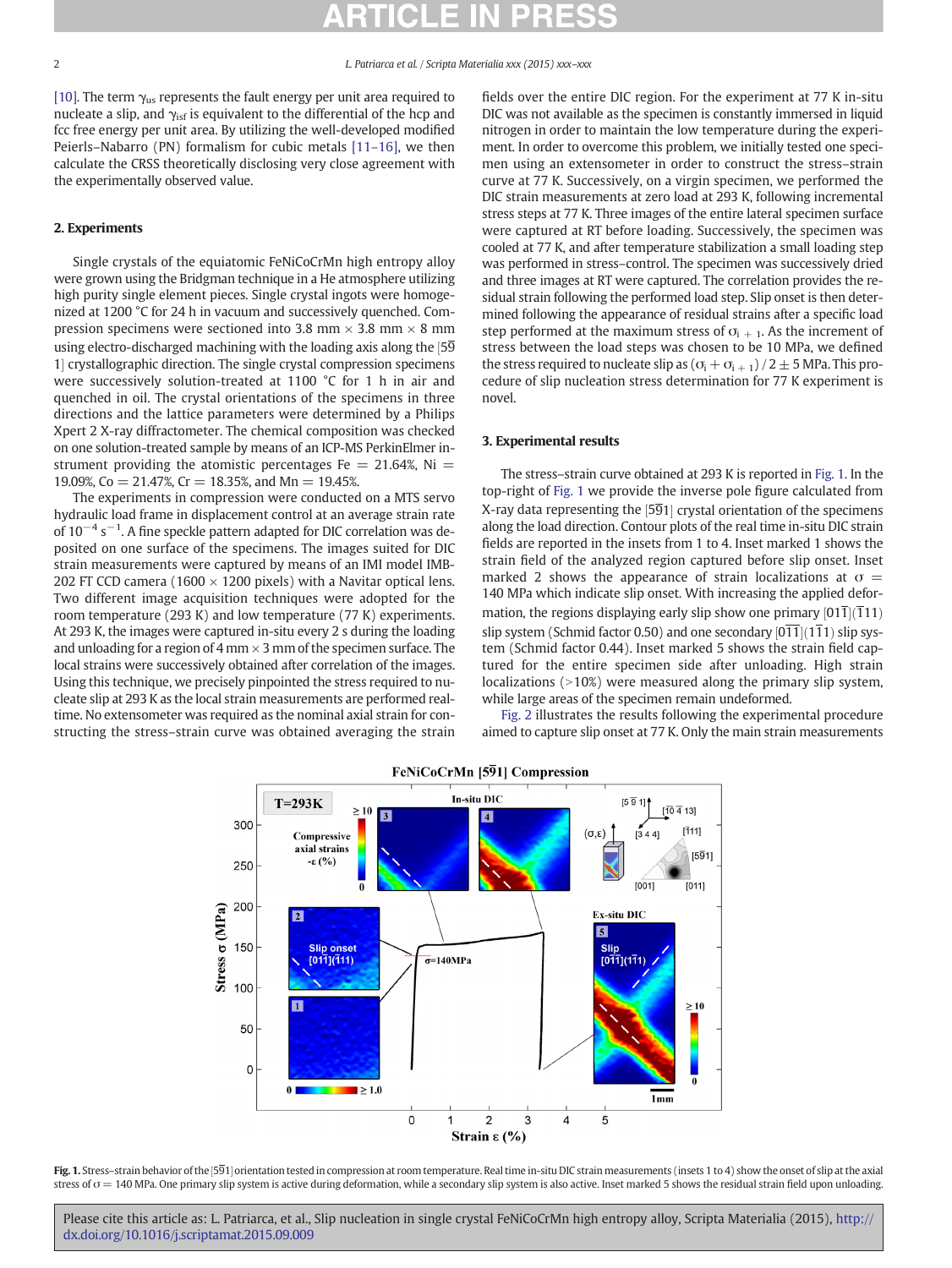[10]. The term $\gamma_{us}$ represents the fault energy per unit area required to nucleate a slip, and $\gamma_{isf}$ is equivalent to the differential of the hcp and fcc free energy per unit area. By utilizing the well-developed modified Peierls–Nabarro (PN) formalism for cubic metals [11–16], we then calculate the CRSS theoretically disclosing very close agreement with the experimentally observed value.

## 2. Experiments

Single crystals of the equiatomic FeNiCoCrMn high entropy alloy were grown using the Bridgman technique in a He atmosphere utilizing high purity single element pieces. Single crystal ingots were homogenized at 1200 °C for 24 h in vacuum and successively quenched. Compression specimens were sectioned into 3.8 mm × 3.8 mm × 8 mm using electro-discharged machining with the loading axis along the $[5\bar{9}1]$ crystallographic direction. The single crystal compression specimens were successively solution-treated at 1100 °C for 1 h in air and quenched in oil. The crystal orientations of the specimens in three directions and the lattice parameters were determined by a Philips Xpert 2 X-ray diffractometer. The chemical composition was checked on one solution-treated sample by means of an ICP-MS PerkinElmer instrument providing the atomistic percentages Fe = 21.64%, Ni = 19.09%, Co = 21.47%, Cr = 18.35%, and Mn = 19.45%.

The experiments in compression were conducted on a MTS servo hydraulic load frame in displacement control at an average strain rate of $10^{-4}$ s$^{-1}$. A fine speckle pattern adapted for DIC correlation was deposited on one surface of the specimens. The images suited for DIC strain measurements were captured by means of an IMI model IMB-202 FT CCD camera (1600 × 1200 pixels) with a Navitar optical lens. Two different image acquisition techniques were adopted for the room temperature (293 K) and low temperature (77 K) experiments. At 293 K, the images were captured in-situ every 2 s during the loading and unloading for a region of 4 mm × 3 mm of the specimen surface. The local strains were successively obtained after correlation of the images. Using this technique, we precisely pinpointed the stress required to nucleate slip at 293 K as the local strain measurements are performed real-time. No extensometer was required as the nominal axial strain for constructing the stress–strain curve was obtained averaging the strain fields over the entire DIC region. For the experiment at 77 K in-situ DIC was not available as the specimen is constantly immersed in liquid nitrogen in order to maintain the low temperature during the experiment. In order to overcome this problem, we initially tested one specimen using an extensometer in order to construct the stress–strain curve at 77 K. Successively, on a virgin specimen, we performed the DIC strain measurements at zero load at 293 K, following incremental stress steps at 77 K. Three images of the entire lateral specimen surface were captured at RT before loading. Successively, the specimen was cooled at 77 K, and after temperature stabilization a small loading step was performed in stress–control. The specimen was successively dried and three images at RT were captured. The correlation provides the residual strain following the performed load step. Slip onset is then determined following the appearance of residual strains after a specific load step performed at the maximum stress of $\sigma_{i+1}$. As the increment of stress between the load steps was chosen to be 10 MPa, we defined the stress required to nucleate slip as $(\sigma_i + \sigma_{i+1})/2 \pm 5$ MPa. This procedure of slip nucleation stress determination for 77 K experiment is novel.

## 3. Experimental results

The stress–strain curve obtained at 293 K is reported in Fig. 1. In the top-right of Fig. 1 we provide the inverse pole figure calculated from X-ray data representing the $[5\bar{9}1]$ crystal orientation of the specimens along the load direction. Contour plots of the real time in-situ DIC strain fields are reported in the insets from 1 to 4. Inset marked 1 shows the strain field of the analyzed region captured before slip onset. Inset marked 2 shows the appearance of strain localizations at σ = 140 MPa which indicate slip onset. With increasing the applied deformation, the regions displaying early slip show one primary $[01\bar{1}](\bar{1}11)$ slip system (Schmid factor 0.50) and one secondary $[0\bar{1}\bar{1}](1\bar{1}1)$ slip system (Schmid factor 0.44). Inset marked 5 shows the strain field captured for the entire specimen side after unloading. High strain localizations (>10%) were measured along the primary slip system, while large areas of the specimen remain undeformed.

Fig. 2 illustrates the results following the experimental procedure aimed to capture slip onset at 77 K. Only the main strain measurements

**Fig. 1.** Stress–strain behavior of the $[5\bar{9}1]$ orientation tested in compression at room temperature. Real time in-situ DIC strain measurements (insets 1 to 4) show the onset of slip at the axial stress of σ = 140 MPa. One primary slip system is active during deformation, while a secondary slip system is also active. Inset marked 5 shows the residual strain field upon unloading.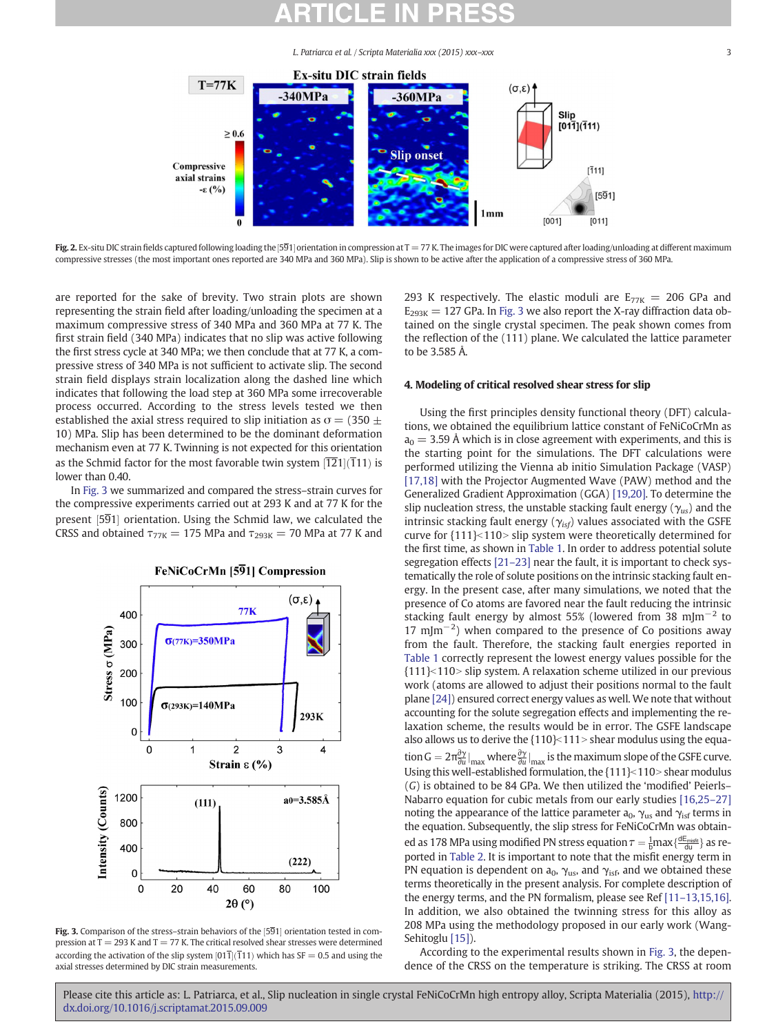Fig. 2. Ex-situ DIC strain fields captured following loading the $[5\bar{9}1]$ orientation in compression at T = 77 K. The images for DIC were captured after loading/unloading at different maximum compressive stresses (the most important ones reported are 340 MPa and 360 MPa). Slip is shown to be active after the application of a compressive stress of 360 MPa.

are reported for the sake of brevity. Two strain plots are shown representing the strain field after loading/unloading the specimen at a maximum compressive stress of 340 MPa and 360 MPa at 77 K. The first strain field (340 MPa) indicates that no slip was active following the first stress cycle at 340 MPa; we then conclude that at 77 K, a compressive stress of 340 MPa is not sufficient to activate slip. The second strain field displays strain localization along the dashed line which indicates that following the load step at 360 MPa some irrecoverable process occurred. According to the stress levels tested we then established the axial stress required to slip initiation as $\sigma = (350 \pm 10)$ MPa. Slip has been determined to be the dominant deformation mechanism even at 77 K. Twinning is not expected for this orientation as the Schmid factor for the most favorable twin system $[\bar{1}21](\bar{1}11)$ is lower than 0.40.

In Fig. 3 we summarized and compared the stress–strain curves for the compressive experiments carried out at 293 K and at 77 K for the present $[5\bar{9}1]$ orientation. Using the Schmid law, we calculated the CRSS and obtained $\tau_{77K} = 175$ MPa and $\tau_{293K} = 70$ MPa at 77 K and 293 K respectively. The elastic moduli are $E_{77K} = 206$ GPa and $E_{293K} = 127$ GPa. In Fig. 3 we also report the X-ray diffraction data obtained on the single crystal specimen. The peak shown comes from the reflection of the (111) plane. We calculated the lattice parameter to be 3.585 Å.

Fig. 3. Comparison of the stress–strain behaviors of the $[5\bar{9}1]$ orientation tested in compression at T = 293 K and T = 77 K. The critical resolved shear stresses were determined according the activation of the slip system $[01\bar{1}](\bar{1}11)$ which has SF = 0.5 and using the axial stresses determined by DIC strain measurements.

## 4. Modeling of critical resolved shear stress for slip

Using the first principles density functional theory (DFT) calculations, we obtained the equilibrium lattice constant of FeNiCoCrMn as $a_0 = 3.59$ Å which is in close agreement with experiments, and this is the starting point for the simulations. The DFT calculations were performed utilizing the Vienna ab initio Simulation Package (VASP) [17,18] with the Projector Augmented Wave (PAW) method and the Generalized Gradient Approximation (GGA) [19,20]. To determine the slip nucleation stress, the unstable stacking fault energy ($\gamma_{us}$) and the intrinsic stacking fault energy ($\gamma_{isf}$) values associated with the GSFE curve for {111}<110> slip system were theoretically determined for the first time, as shown in Table 1. In order to address potential solute segregation effects [21–23] near the fault, it is important to check systematically the role of solute positions on the intrinsic stacking fault energy. In the present case, after many simulations, we noted that the presence of Co atoms are favored near the fault reducing the intrinsic stacking fault energy by almost 55% (lowered from 38 $mJm^{-2}$ to 17 $mJm^{-2}$) when compared to the presence of Co positions away from the fault. Therefore, the stacking fault energies reported in Table 1 correctly represent the lowest energy values possible for the {111}<110> slip system. A relaxation scheme utilized in our previous work (atoms are allowed to adjust their positions normal to the fault plane [24]) ensured correct energy values as well. We note that without accounting for the solute segregation effects and implementing the relaxation scheme, the results would be in error. The GSFE landscape also allows us to derive the {110}<111> shear modulus using the equation $G = 2\pi \frac{\partial \gamma}{\partial u}\big|_{max}$ where $\frac{\partial \gamma}{\partial u}\big|_{max}$ is the maximum slope of the GSFE curve. Using this well-established formulation, the {111}<110> shear modulus ($G$) is obtained to be 84 GPa. We then utilized the 'modified' Peierls–Nabarro equation for cubic metals from our early studies [16,25–27] noting the appearance of the lattice parameter $a_0$, $\gamma_{us}$ and $\gamma_{isf}$ terms in the equation. Subsequently, the slip stress for FeNiCoCrMn was obtained as 178 MPa using modified PN stress equation $\tau = \frac{1}{b}\max\{\frac{dE_{misfit}}{du}\}$ as reported in Table 2. It is important to note that the misfit energy term in PN equation is dependent on $a_0$, $\gamma_{us}$, and $\gamma_{isf}$, and we obtained these terms theoretically in the present analysis. For complete description of the energy terms, and the PN formalism, please see Ref [11–13,15,16]. In addition, we also obtained the twinning stress for this alloy as 208 MPa using the methodology proposed in our early work (Wang-Sehitoglu [15]).

According to the experimental results shown in Fig. 3, the dependence of the CRSS on the temperature is striking. The CRSS at room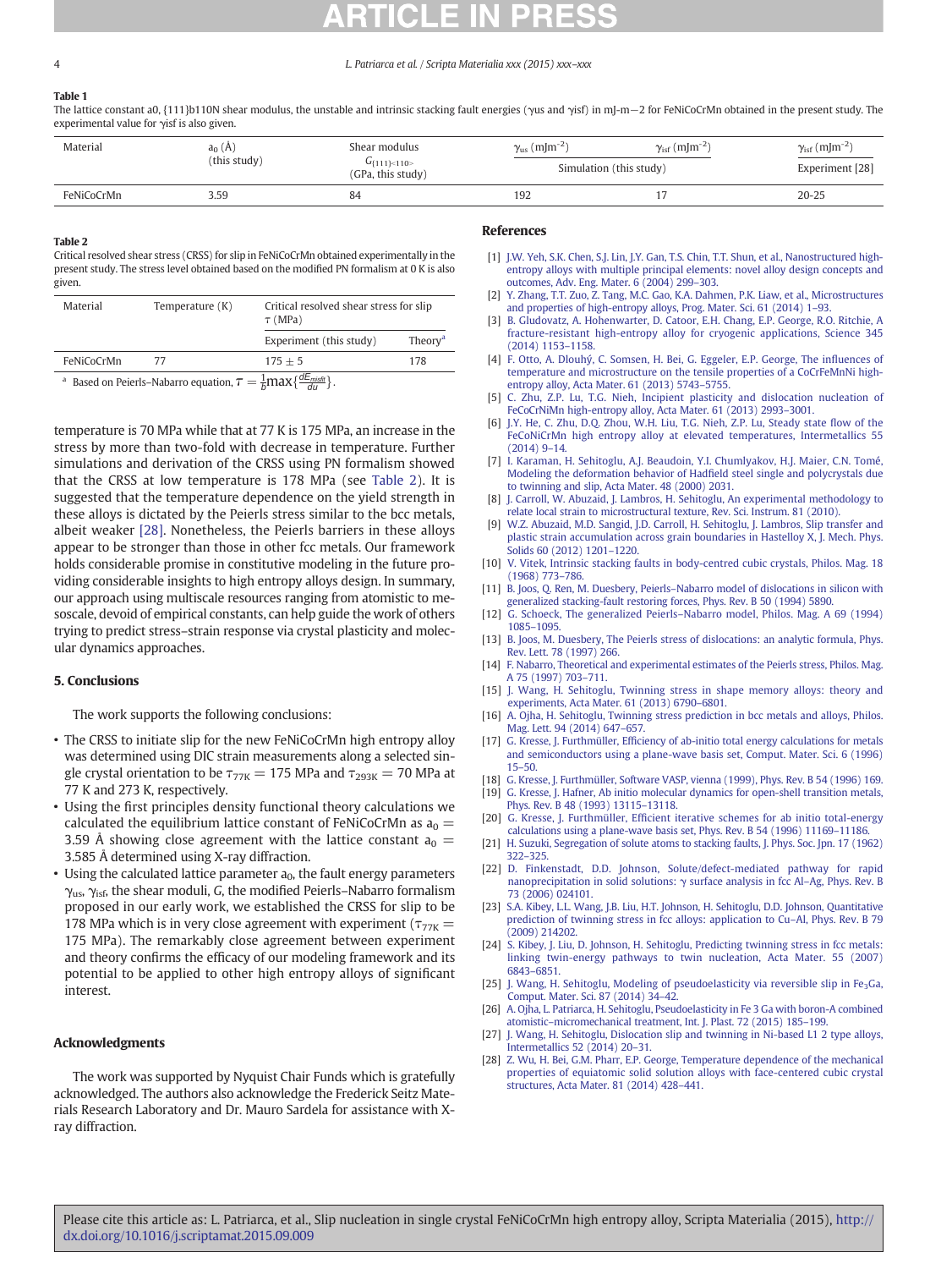**Table 1**
The lattice constant a0, {111}b110N shear modulus, the unstable and intrinsic stacking fault energies (γus and γisf) in mJ-m−2 for FeNiCoCrMn obtained in the present study. The experimental value for γisf is also given.

| Material | $a_0$ (Å) (this study) | Shear modulus $G_{(111)<110>}$ (GPa, this study) | $\gamma_{us}$ (mJm$^{-2}$) | $\gamma_{isf}$ (mJm$^{-2}$) | $\gamma_{isf}$ (mJm$^{-2}$) |
|---|---|---|---|---|---|
| | | | Simulation (this study) | | Experiment [28] |
| FeNiCoCrMn | 3.59 | 84 | 192 | 17 | 20-25 |

**Table 2**
Critical resolved shear stress (CRSS) for slip in FeNiCoCrMn obtained experimentally in the present study. The stress level obtained based on the modified PN formalism at 0 K is also given.

| Material | Temperature (K) | Critical resolved shear stress for slip $\tau$ (MPa) | |
|---|---|---|---|
| | | Experiment (this study) | Theory[a] |
| FeNiCoCrMn | 77 | 175 ± 5 | 178 |

[a] Based on Peierls–Nabarro equation, $\tau = \frac{1}{b}\max\{\frac{dE_{misfit}}{du}\}$.

temperature is 70 MPa while that at 77 K is 175 MPa, an increase in the stress by more than two-fold with decrease in temperature. Further simulations and derivation of the CRSS using PN formalism showed that the CRSS at low temperature is 178 MPa (see Table 2). It is suggested that the temperature dependence on the yield strength in these alloys is dictated by the Peierls stress similar to the bcc metals, albeit weaker [28]. Nonetheless, the Peierls barriers in these alloys appear to be stronger than those in other fcc metals. Our framework holds considerable promise in constitutive modeling in the future providing considerable insights to high entropy alloys design. In summary, our approach using multiscale resources ranging from atomistic to mesoscale, devoid of empirical constants, can help guide the work of others trying to predict stress–strain response via crystal plasticity and molecular dynamics approaches.

## 5. Conclusions

The work supports the following conclusions:

- The CRSS to initiate slip for the new FeNiCoCrMn high entropy alloy was determined using DIC strain measurements along a selected single crystal orientation to be $\tau_{77K}$ = 175 MPa and $\tau_{293K}$ = 70 MPa at 77 K and 273 K, respectively.
- Using the first principles density functional theory calculations we calculated the equilibrium lattice constant of FeNiCoCrMn as $a_0$ = 3.59 Å showing close agreement with the lattice constant $a_0$ = 3.585 Å determined using X-ray diffraction.
- Using the calculated lattice parameter $a_0$, the fault energy parameters $\gamma_{us}$, $\gamma_{isf}$, the shear moduli, $G$, the modified Peierls–Nabarro formalism proposed in our early work, we established the CRSS for slip to be 178 MPa which is in very close agreement with experiment ($\tau_{77K}$ = 175 MPa). The remarkably close agreement between experiment and theory confirms the efficacy of our modeling framework and its potential to be applied to other high entropy alloys of significant interest.

## Acknowledgments

The work was supported by Nyquist Chair Funds which is gratefully acknowledged. The authors also acknowledge the Frederick Seitz Materials Research Laboratory and Dr. Mauro Sardela for assistance with X-ray diffraction.

## References

[1] J.W. Yeh, S.K. Chen, S.J. Lin, J.Y. Gan, T.S. Chin, T.T. Shun, et al., Nanostructured high-entropy alloys with multiple principal elements: novel alloy design concepts and outcomes, Adv. Eng. Mater. 6 (2004) 299–303.

[2] Y. Zhang, T.T. Zuo, Z. Tang, M.C. Gao, K.A. Dahmen, P.K. Liaw, et al., Microstructures and properties of high-entropy alloys, Prog. Mater. Sci. 61 (2014) 1–93.

[3] B. Gludovatz, A. Hohenwarter, D. Catoor, E.H. Chang, E.P. George, R.O. Ritchie, A fracture-resistant high-entropy alloy for cryogenic applications, Science 345 (2014) 1153–1158.

[4] F. Otto, A. Dlouhý, C. Somsen, H. Bei, G. Eggeler, E.P. George, The influences of temperature and microstructure on the tensile properties of a CoCrFeMnNi high-entropy alloy, Acta Mater. 61 (2013) 5743–5755.

[5] C. Zhu, Z.P. Lu, T.G. Nieh, Incipient plasticity and dislocation nucleation of FeCoCrNiMn high-entropy alloy, Acta Mater. 61 (2013) 2993–3001.

[6] J.Y. He, C. Zhu, D.Q. Zhou, W.H. Liu, T.G. Nieh, Z.P. Lu, Steady state flow of the FeCoNiCrMn high entropy alloy at elevated temperatures, Intermetallics 55 (2014) 9–14.

[7] I. Karaman, H. Sehitoglu, A.J. Beaudoin, Y.I. Chumlyakov, H.J. Maier, C.N. Tomé, Modeling the deformation behavior of Hadfield steel single and polycrystals due to twinning and slip, Acta Mater. 48 (2000) 2031.

[8] J. Carroll, W. Abuzaid, J. Lambros, H. Sehitoglu, An experimental methodology to relate local strain to microstructural texture, Rev. Sci. Instrum. 81 (2010).

[9] W.Z. Abuzaid, M.D. Sangid, J.D. Carroll, H. Sehitoglu, J. Lambros, Slip transfer and plastic strain accumulation across grain boundaries in Hastelloy X, J. Mech. Phys. Solids 60 (2012) 1201–1220.

[10] V. Vitek, Intrinsic stacking faults in body-centred cubic crystals, Philos. Mag. 18 (1968) 773–786.

[11] B. Joos, Q. Ren, M. Duesbery, Peierls–Nabarro model of dislocations in silicon with generalized stacking-fault restoring forces, Phys. Rev. B 50 (1994) 5890.

[12] G. Schoeck, The generalized Peierls–Nabarro model, Philos. Mag. A 69 (1994) 1085–1095.

[13] B. Joos, M. Duesbery, The Peierls stress of dislocations: an analytic formula, Phys. Rev. Lett. 78 (1997) 266.

[14] F. Nabarro, Theoretical and experimental estimates of the Peierls stress, Philos. Mag. A 75 (1997) 703–711.

[15] J. Wang, H. Sehitoglu, Twinning stress in shape memory alloys: theory and experiments, Acta Mater. 61 (2013) 6790–6801.

[16] A. Ojha, H. Sehitoglu, Twinning stress prediction in bcc metals and alloys, Philos. Mag. Lett. 94 (2014) 647–657.

[17] G. Kresse, J. Furthmüller, Efficiency of ab-initio total energy calculations for metals and semiconductors using a plane-wave basis set, Comput. Mater. Sci. 6 (1996) 15–50.

[18] G. Kresse, J. Furthmüller, Software VASP, vienna (1999), Phys. Rev. B 54 (1996) 169.

[19] G. Kresse, J. Hafner, Ab initio molecular dynamics for open-shell transition metals, Phys. Rev. B 48 (1993) 13115–13118.

[20] G. Kresse, J. Furthmüller, Efficient iterative schemes for ab initio total-energy calculations using a plane-wave basis set, Phys. Rev. B 54 (1996) 11169–11186.

[21] H. Suzuki, Segregation of solute atoms to stacking faults, J. Phys. Soc. Jpn. 17 (1962) 322–325.

[22] D. Finkenstadt, D.D. Johnson, Solute/defect-mediated pathway for rapid nanoprecipitation in solid solutions: γ surface analysis in fcc Al–Ag, Phys. Rev. B 73 (2006) 024101.

[23] S.A. Kibey, L.L. Wang, J.B. Liu, H.T. Johnson, H. Sehitoglu, D.D. Johnson, Quantitative prediction of twinning stress in fcc alloys: application to Cu–Al, Phys. Rev. B 79 (2009) 214202.

[24] S. Kibey, J. Liu, D. Johnson, H. Sehitoglu, Predicting twinning stress in fcc metals: linking twin-energy pathways to twin nucleation, Acta Mater. 55 (2007) 6843–6851.

[25] J. Wang, H. Sehitoglu, Modeling of pseudoelasticity via reversible slip in $Fe_3Ga$, Comput. Mater. Sci. 87 (2014) 34–42.

[26] A. Ojha, L. Patriarca, H. Sehitoglu, Pseudoelasticity in Fe 3 Ga with boron-A combined atomistic–micromechanical treatment, Int. J. Plast. 72 (2015) 185–199.

[27] J. Wang, H. Sehitoglu, Dislocation slip and twinning in Ni-based L1 2 type alloys, Intermetallics 52 (2014) 20–31.

[28] Z. Wu, H. Bei, G.M. Pharr, E.P. George, Temperature dependence of the mechanical properties of equiatomic solid solution alloys with face-centered cubic crystal structures, Acta Mater. 81 (2014) 428–441.